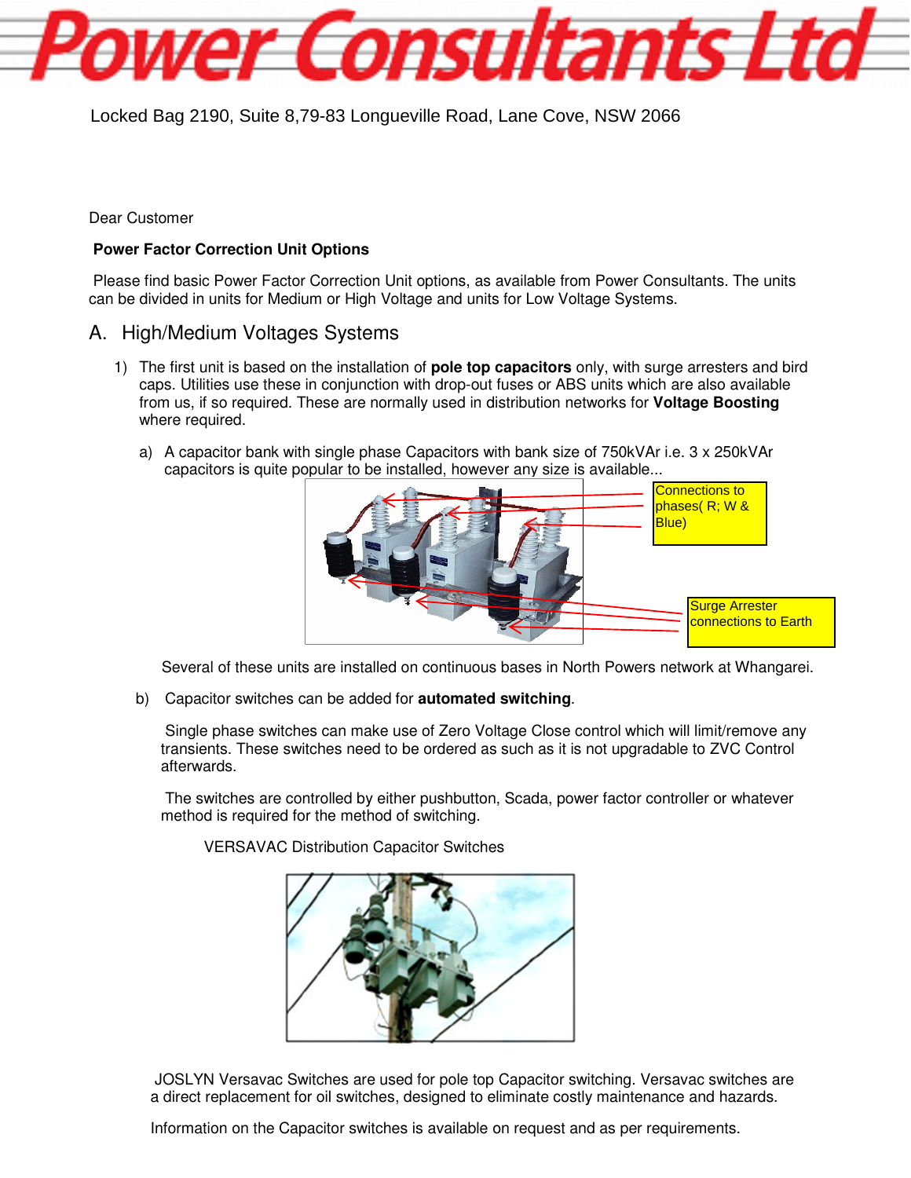# Power Consultants Ltd

Locked Bag 2190, Suite 8,79-83 Longueville Road, Lane Cove, NSW 2066

Dear Customer

**Power Factor Correction Unit Options**

Please find basic Power Factor Correction Unit options, as available from Power Consultants. The units can be divided in units for Medium or High Voltage and units for Low Voltage Systems.

## A. High/Medium Voltages Systems

1) The first unit is based on the installation of **pole top capacitors** only, with surge arresters and bird caps. Utilities use these in conjunction with drop-out fuses or ABS units which are also available from us, if so required. These are normally used in distribution networks for **Voltage Boosting** where required.

   a) A capacitor bank with single phase Capacitors with bank size of 750kVAr i.e. 3 x 250kVAr capacitors is quite popular to be installed, however any size is available...

   Connections to phases( R; W & Blue)

   Surge Arrester connections to Earth

   Several of these units are installed on continuous bases in North Powers network at Whangarei.

   b) Capacitor switches can be added for **automated switching**.

   Single phase switches can make use of Zero Voltage Close control which will limit/remove any transients. These switches need to be ordered as such as it is not upgradable to ZVC Control afterwards.

   The switches are controlled by either pushbutton, Scada, power factor controller or whatever method is required for the method of switching.

   VERSAVAC Distribution Capacitor Switches

   JOSLYN Versavac Switches are used for pole top Capacitor switching. Versavac switches are a direct replacement for oil switches, designed to eliminate costly maintenance and hazards.

   Information on the Capacitor switches is available on request and as per requirements.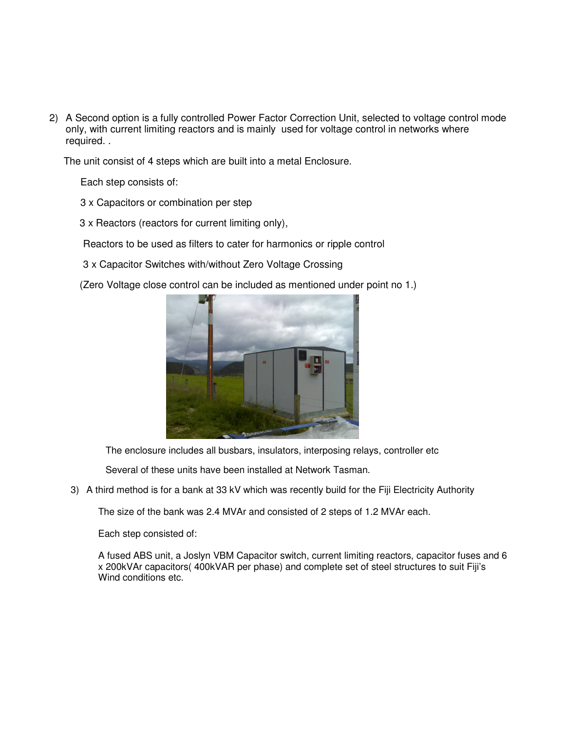2) A Second option is a fully controlled Power Factor Correction Unit, selected to voltage control mode only, with current limiting reactors and is mainly used for voltage control in networks where required. .

   The unit consist of 4 steps which are built into a metal Enclosure.

   Each step consists of:

   3 x Capacitors or combination per step

   3 x Reactors (reactors for current limiting only),

   Reactors to be used as filters to cater for harmonics or ripple control

   3 x Capacitor Switches with/without Zero Voltage Crossing

   (Zero Voltage close control can be included as mentioned under point no 1.)

   The enclosure includes all busbars, insulators, interposing relays, controller etc

   Several of these units have been installed at Network Tasman.

3) A third method is for a bank at 33 kV which was recently build for the Fiji Electricity Authority

   The size of the bank was 2.4 MVAr and consisted of 2 steps of 1.2 MVAr each.

   Each step consisted of:

   A fused ABS unit, a Joslyn VBM Capacitor switch, current limiting reactors, capacitor fuses and 6 x 200kVAr capacitors( 400kVAR per phase) and complete set of steel structures to suit Fiji's Wind conditions etc.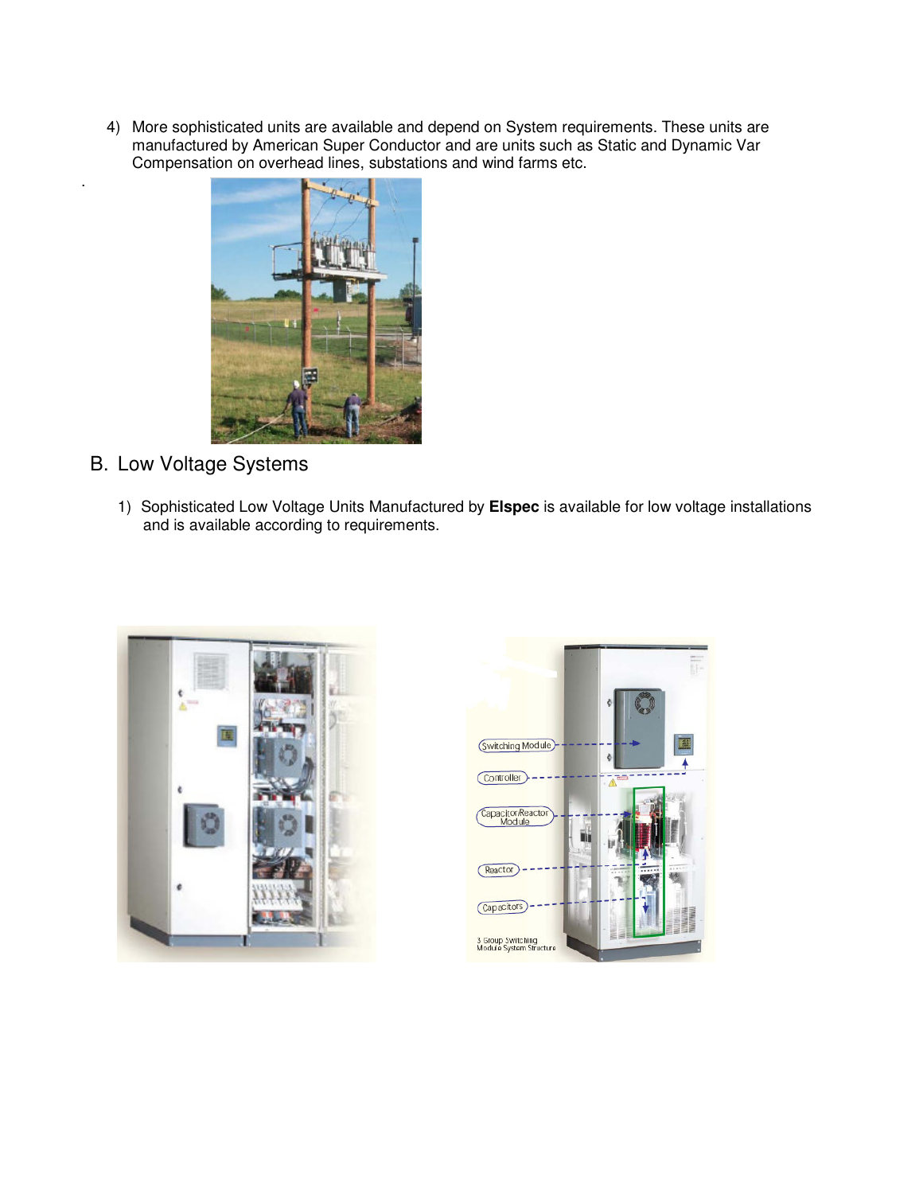4) More sophisticated units are available and depend on System requirements. These units are manufactured by American Super Conductor and are units such as Static and Dynamic Var Compensation on overhead lines, substations and wind farms etc.

## B. Low Voltage Systems

1) Sophisticated Low Voltage Units Manufactured by **Elspec** is available for low voltage installations and is available according to requirements.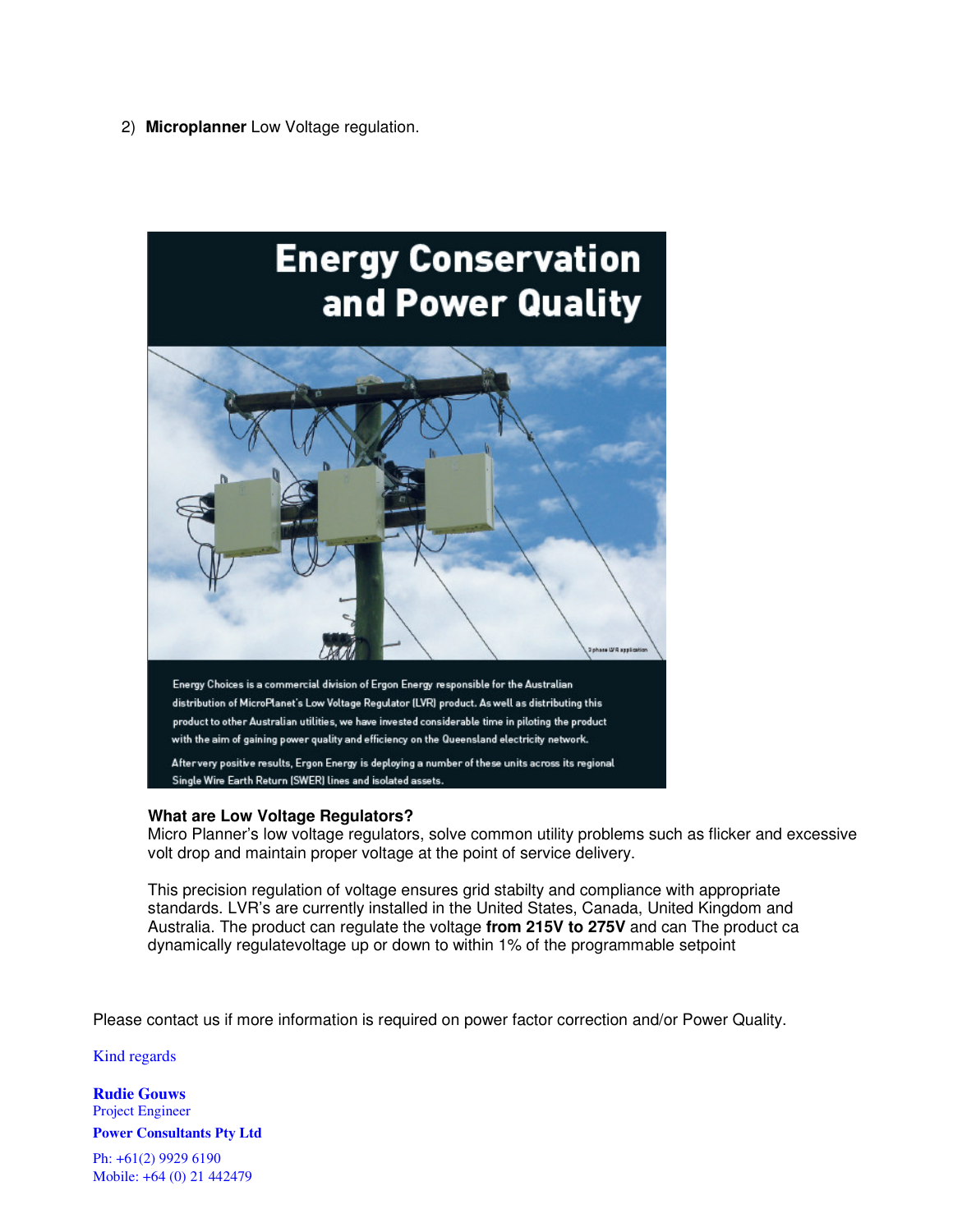2) **Microplanner** Low Voltage regulation.

# Energy Conservation and Power Quality

3 phase LVR application

Energy Choices is a commercial division of Ergon Energy responsible for the Australian distribution of MicroPlanet's Low Voltage Regulator (LVR) product. As well as distributing this product to other Australian utilities, we have invested considerable time in piloting the product with the aim of gaining power quality and efficiency on the Queensland electricity network.

After very positive results, Ergon Energy is deploying a number of these units across its regional Single Wire Earth Return (SWER) lines and isolated assets.

**What are Low Voltage Regulators?**

Micro Planner's low voltage regulators, solve common utility problems such as flicker and excessive volt drop and maintain proper voltage at the point of service delivery.

This precision regulation of voltage ensures grid stabilty and compliance with appropriate standards. LVR's are currently installed in the United States, Canada, United Kingdom and Australia. The product can regulate the voltage **from 215V to 275V** and can The product ca dynamically regulatevoltage up or down to within 1% of the programmable setpoint

Please contact us if more information is required on power factor correction and/or Power Quality.

Kind regards

**Rudie Gouws**
Project Engineer
**Power Consultants Pty Ltd**
Ph: +61(2) 9929 6190
Mobile: +64 (0) 21 442479